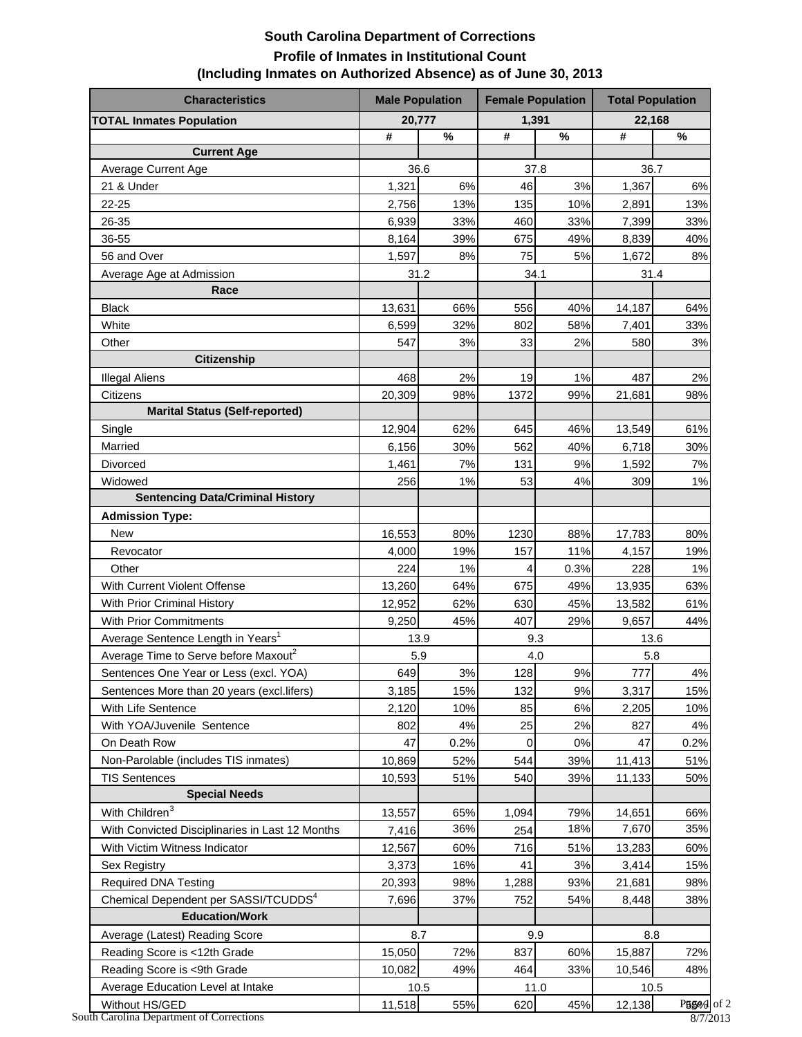# South Carolina Department of Corrections

## Profile of Inmates in Institutional Count

## (Including Inmates on Authorized Absence) as of June 30, 2013

| Characteristics | Male Population | | Female Population | | Total Population | |
|---|---|---|---|---|---|---|
| **TOTAL Inmates Population** | 20,777 | | 1,391 | | 22,168 | |
| | # | % | # | % | # | % |
| **Current Age** | | | | | | |
| Average Current Age | 36.6 | | 37.8 | | 36.7 | |
| 21 & Under | 1,321 | 6% | 46 | 3% | 1,367 | 6% |
| 22-25 | 2,756 | 13% | 135 | 10% | 2,891 | 13% |
| 26-35 | 6,939 | 33% | 460 | 33% | 7,399 | 33% |
| 36-55 | 8,164 | 39% | 675 | 49% | 8,839 | 40% |
| 56 and Over | 1,597 | 8% | 75 | 5% | 1,672 | 8% |
| Average Age at Admission | 31.2 | | 34.1 | | 31.4 | |
| **Race** | | | | | | |
| Black | 13,631 | 66% | 556 | 40% | 14,187 | 64% |
| White | 6,599 | 32% | 802 | 58% | 7,401 | 33% |
| Other | 547 | 3% | 33 | 2% | 580 | 3% |
| **Citizenship** | | | | | | |
| Illegal Aliens | 468 | 2% | 19 | 1% | 487 | 2% |
| Citizens | 20,309 | 98% | 1372 | 99% | 21,681 | 98% |
| **Marital Status (Self-reported)** | | | | | | |
| Single | 12,904 | 62% | 645 | 46% | 13,549 | 61% |
| Married | 6,156 | 30% | 562 | 40% | 6,718 | 30% |
| Divorced | 1,461 | 7% | 131 | 9% | 1,592 | 7% |
| Widowed | 256 | 1% | 53 | 4% | 309 | 1% |
| **Sentencing Data/Criminal History** | | | | | | |
| **Admission Type:** | | | | | | |
| New | 16,553 | 80% | 1230 | 88% | 17,783 | 80% |
| Revocator | 4,000 | 19% | 157 | 11% | 4,157 | 19% |
| Other | 224 | 1% | 4 | 0.3% | 228 | 1% |
| With Current Violent Offense | 13,260 | 64% | 675 | 49% | 13,935 | 63% |
| With Prior Criminal History | 12,952 | 62% | 630 | 45% | 13,582 | 61% |
| With Prior Commitments | 9,250 | 45% | 407 | 29% | 9,657 | 44% |
| Average Sentence Length in Years[1] | 13.9 | | 9.3 | | 13.6 | |
| Average Time to Serve before Maxout[2] | 5.9 | | 4.0 | | 5.8 | |
| Sentences One Year or Less (excl. YOA) | 649 | 3% | 128 | 9% | 777 | 4% |
| Sentences More than 20 years (excl.lifers) | 3,185 | 15% | 132 | 9% | 3,317 | 15% |
| With Life Sentence | 2,120 | 10% | 85 | 6% | 2,205 | 10% |
| With YOA/Juvenile Sentence | 802 | 4% | 25 | 2% | 827 | 4% |
| On Death Row | 47 | 0.2% | 0 | 0% | 47 | 0.2% |
| Non-Parolable (includes TIS inmates) | 10,869 | 52% | 544 | 39% | 11,413 | 51% |
| TIS Sentences | 10,593 | 51% | 540 | 39% | 11,133 | 50% |
| **Special Needs** | | | | | | |
| With Children[3] | 13,557 | 65% | 1,094 | 79% | 14,651 | 66% |
| With Convicted Disciplinaries in Last 12 Months | 7,416 | 36% | 254 | 18% | 7,670 | 35% |
| With Victim Witness Indicator | 12,567 | 60% | 716 | 51% | 13,283 | 60% |
| Sex Registry | 3,373 | 16% | 41 | 3% | 3,414 | 15% |
| Required DNA Testing | 20,393 | 98% | 1,288 | 93% | 21,681 | 98% |
| Chemical Dependent per SASSI/TCUDDS[4] | 7,696 | 37% | 752 | 54% | 8,448 | 38% |
| **Education/Work** | | | | | | |
| Average (Latest) Reading Score | 8.7 | | 9.9 | | 8.8 | |
| Reading Score is <12th Grade | 15,050 | 72% | 837 | 60% | 15,887 | 72% |
| Reading Score is <9th Grade | 10,082 | 49% | 464 | 33% | 10,546 | 48% |
| Average Education Level at Intake | 10.5 | | 11.0 | | 10.5 | |
| Without HS/GED | 11,518 | 55% | 620 | 45% | 12,138 | 55% |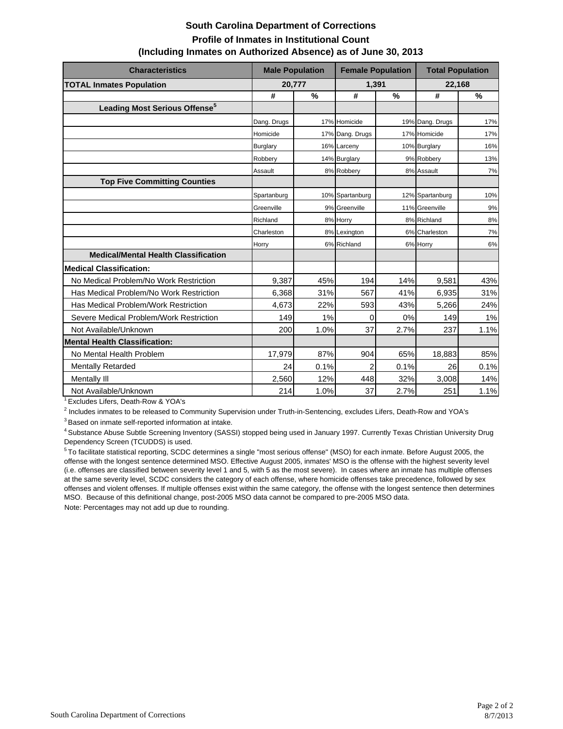## South Carolina Department of Corrections

### Profile of Inmates in Institutional Count

### (Including Inmates on Authorized Absence) as of June 30, 2013

| Characteristics | Male Population | | Female Population | | Total Population | |
|---|---|---|---|---|---|---|
| **TOTAL Inmates Population** | 20,777 | | 1,391 | | 22,168 | |
| | # | % | # | % | # | % |
| **Leading Most Serious Offense[5]** | | | | | | |
| | Dang. Drugs | 17% | Homicide | 19% | Dang. Drugs | 17% |
| | Homicide | 17% | Dang. Drugs | 17% | Homicide | 17% |
| | Burglary | 16% | Larceny | 10% | Burglary | 16% |
| | Robbery | 14% | Burglary | 9% | Robbery | 13% |
| | Assault | 8% | Robbery | 8% | Assault | 7% |
| **Top Five Committing Counties** | | | | | | |
| | Spartanburg | 10% | Spartanburg | 12% | Spartanburg | 10% |
| | Greenville | 9% | Greenville | 11% | Greenville | 9% |
| | Richland | 8% | Horry | 8% | Richland | 8% |
| | Charleston | 8% | Lexington | 6% | Charleston | 7% |
| | Horry | 6% | Richland | 6% | Horry | 6% |
| **Medical/Mental Health Classification** | | | | | | |
| **Medical Classification:** | | | | | | |
| No Medical Problem/No Work Restriction | 9,387 | 45% | 194 | 14% | 9,581 | 43% |
| Has Medical Problem/No Work Restriction | 6,368 | 31% | 567 | 41% | 6,935 | 31% |
| Has Medical Problem/Work Restriction | 4,673 | 22% | 593 | 43% | 5,266 | 24% |
| Severe Medical Problem/Work Restriction | 149 | 1% | 0 | 0% | 149 | 1% |
| Not Available/Unknown | 200 | 1.0% | 37 | 2.7% | 237 | 1.1% |
| **Mental Health Classification:** | | | | | | |
| No Mental Health Problem | 17,979 | 87% | 904 | 65% | 18,883 | 85% |
| Mentally Retarded | 24 | 0.1% | 2 | 0.1% | 26 | 0.1% |
| Mentally Ill | 2,560 | 12% | 448 | 32% | 3,008 | 14% |
| Not Available/Unknown | 214 | 1.0% | 37 | 2.7% | 251 | 1.1% |

[1] Excludes Lifers, Death-Row & YOA's

[2] Includes inmates to be released to Community Supervision under Truth-in-Sentencing, excludes Lifers, Death-Row and YOA's

[3] Based on inmate self-reported information at intake.

[4] Substance Abuse Subtle Screening Inventory (SASSI) stopped being used in January 1997. Currently Texas Christian University Drug Dependency Screen (TCUDDS) is used.

[5] To facilitate statistical reporting, SCDC determines a single "most serious offense" (MSO) for each inmate. Before August 2005, the offense with the longest sentence determined MSO. Effective August 2005, inmates' MSO is the offense with the highest severity level (i.e. offenses are classified between severity level 1 and 5, with 5 as the most severe). In cases where an inmate has multiple offenses at the same severity level, SCDC considers the category of each offense, where homicide offenses take precedence, followed by sex offenses and violent offenses. If multiple offenses exist within the same category, the offense with the longest sentence then determines MSO. Because of this definitional change, post-2005 MSO data cannot be compared to pre-2005 MSO data.

Note: Percentages may not add up due to rounding.